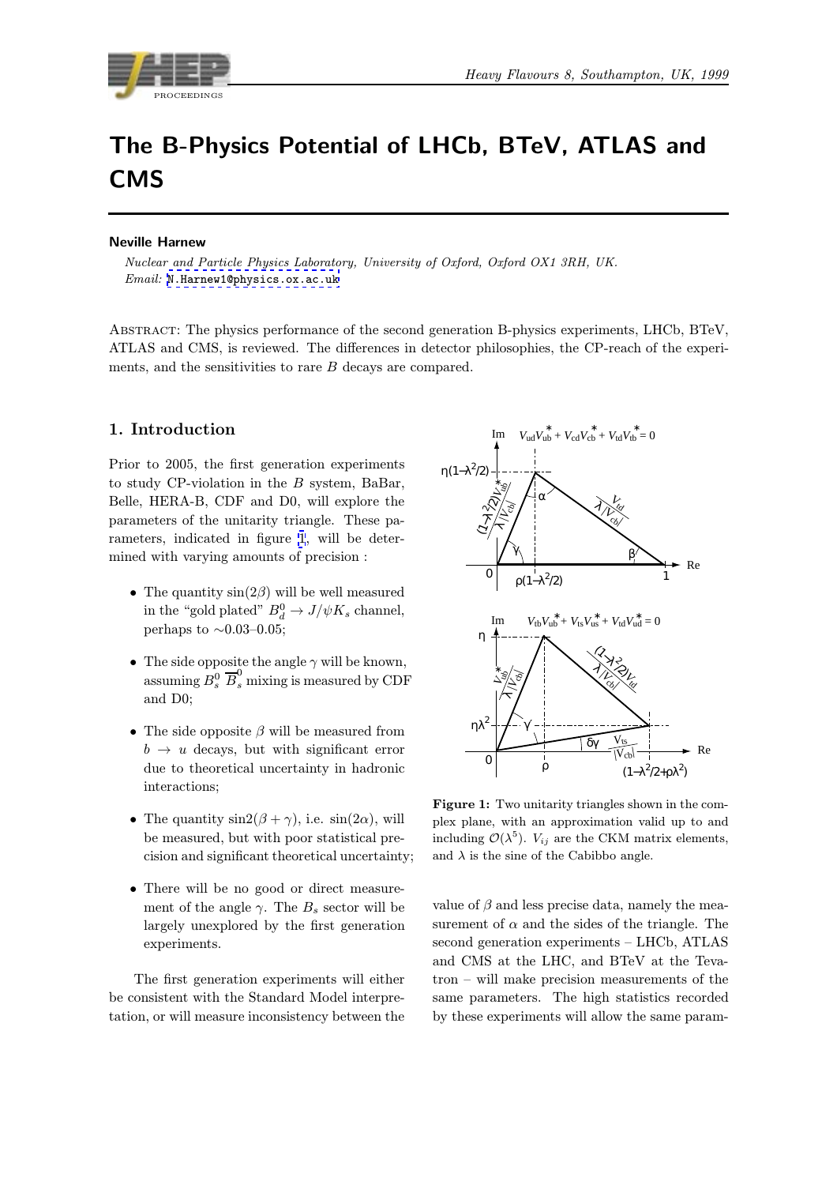# The B-Physics Potential of LHCb, BTeV, ATLAS and CMS

**Neville Harnew**

*Nuclear and Particle Physics Laboratory, University of Oxford, Oxford OX1 3RH, UK.*
*Email:* N.Harnew1@physics.ox.ac.uk

Abstract: The physics performance of the second generation B-physics experiments, LHCb, BTeV, ATLAS and CMS, is reviewed. The differences in detector philosophies, the CP-reach of the experiments, and the sensitivities to rare $B$ decays are compared.

## 1. Introduction

Prior to 2005, the first generation experiments to study CP-violation in the $B$ system, BaBar, Belle, HERA-B, CDF and D0, will explore the parameters of the unitarity triangle. These parameters, indicated in figure 1, will be determined with varying amounts of precision :

- The quantity $\sin(2\beta)$ will be well measured in the "gold plated" $B_d^0 \to J/\psi K_s$ channel, perhaps to ∼0.03–0.05;
- The side opposite the angle $\gamma$ will be known, assuming $B_s^0\ \overline{B}_s^0$ mixing is measured by CDF and D0;
- The side opposite $\beta$ will be measured from $b \to u$ decays, but with significant error due to theoretical uncertainty in hadronic interactions;
- The quantity $\sin 2(\beta+\gamma)$, i.e. $\sin(2\alpha)$, will be measured, but with poor statistical precision and significant theoretical uncertainty;
- There will be no good or direct measurement of the angle $\gamma$. The $B_s$ sector will be largely unexplored by the first generation experiments.

Im $V_{ud}V_{ub}^* + V_{cd}V_{cb}^* + V_{td}V_{tb}^* = 0$

$\eta(1-\lambda^2/2)$

$(1-\lambda^2/2)\dfrac{V_{ub}^*}{\lambda|V_{cb}|}$

$\dfrac{V_{td}}{\lambda|V_{cb}|}$

$\alpha$ $\beta$ $\gamma$

0 $\rho(1-\lambda^2/2)$ 1 Re

Im $V_{tb}V_{ub}^* + V_{ts}V_{us}^* + V_{td}V_{ud}^* = 0$

$\eta$

$\dfrac{V_{ub}^*}{\lambda|V_{cb}|}$

$\dfrac{(1-\lambda^2/2)V_{td}}{\lambda|V_{cb}|}$

$\eta\lambda^2$ $\gamma$ $\delta\gamma$ $\dfrac{V_{ts}}{|V_{cb}|}$

0 $\rho$ $(1-\lambda^2/2+\rho\lambda^2)$ Re

**Figure 1:** Two unitarity triangles shown in the complex plane, with an approximation valid up to and including $\mathcal{O}(\lambda^5)$. $V_{ij}$ are the CKM matrix elements, and $\lambda$ is the sine of the Cabibbo angle.

The first generation experiments will either be consistent with the Standard Model interpretation, or will measure inconsistency between the value of $\beta$ and less precise data, namely the measurement of $\alpha$ and the sides of the triangle. The second generation experiments – LHCb, ATLAS and CMS at the LHC, and BTeV at the Tevatron – will make precision measurements of the same parameters. The high statistics recorded by these experiments will allow the same param-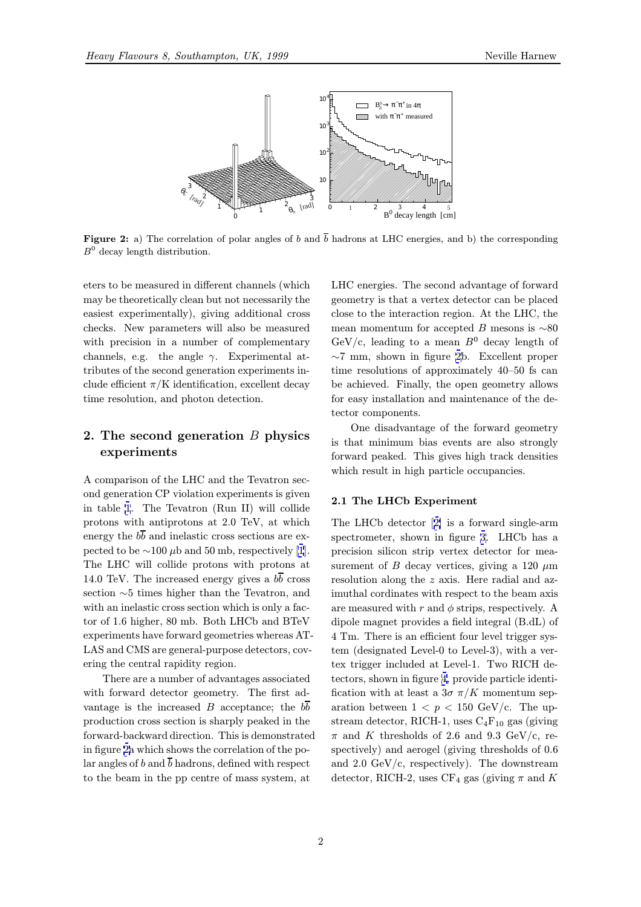$\theta_{\bar{b}}$ [rad]

3

2

1

0

1

2

3

$\theta_b$ [rad]

$10^4$

$10^3$

$10^2$

10

$B^0_d \to \pi^-\pi^+$ in 4π

with $\pi^-\pi^+$ measured

0 1 2 3 4 5

$B^0$ decay length [cm]

**Figure 2:** a) The correlation of polar angles of $b$ and $\bar{b}$ hadrons at LHC energies, and b) the corresponding $B^0$ decay length distribution.

eters to be measured in different channels (which may be theoretically clean but not necessarily the easiest experimentally), giving additional cross checks. New parameters will also be measured with precision in a number of complementary channels, e.g. the angle $\gamma$. Experimental attributes of the second generation experiments include efficient $\pi$/K identification, excellent decay time resolution, and photon detection.

## 2. The second generation $B$ physics experiments

A comparison of the LHC and the Tevatron second generation CP violation experiments is given in table 1. The Tevatron (Run II) will collide protons with antiprotons at 2.0 TeV, at which energy the $b\bar{b}$ and inelastic cross sections are expected to be ~100 $\mu$b and 50 mb, respectively [1]. The LHC will collide protons with protons at 14.0 TeV. The increased energy gives a $b\bar{b}$ cross section ~5 times higher than the Tevatron, and with an inelastic cross section which is only a factor of 1.6 higher, 80 mb. Both LHCb and BTeV experiments have forward geometries whereas ATLAS and CMS are general-purpose detectors, covering the central rapidity region.

There are a number of advantages associated with forward detector geometry. The first advantage is the increased $B$ acceptance; the $b\bar{b}$ production cross section is sharply peaked in the forward-backward direction. This is demonstrated in figure 2a which shows the correlation of the polar angles of $b$ and $\bar{b}$ hadrons, defined with respect to the beam in the pp centre of mass system, at LHC energies. The second advantage of forward geometry is that a vertex detector can be placed close to the interaction region. At the LHC, the mean momentum for accepted $B$ mesons is ~80 GeV/c, leading to a mean $B^0$ decay length of ~7 mm, shown in figure 2b. Excellent proper time resolutions of approximately 40–50 fs can be achieved. Finally, the open geometry allows for easy installation and maintenance of the detector components.

One disadvantage of the forward geometry is that minimum bias events are also strongly forward peaked. This gives high track densities which result in high particle occupancies.

### 2.1 The LHCb Experiment

The LHCb detector [2] is a forward single-arm spectrometer, shown in figure 3. LHCb has a precision silicon strip vertex detector for measurement of $B$ decay vertices, giving a 120 $\mu$m resolution along the $z$ axis. Here radial and azimuthal cordinates with respect to the beam axis are measured with $r$ and $\phi$ strips, respectively. A dipole magnet provides a field integral (B.dL) of 4 Tm. There is an efficient four level trigger system (designated Level-0 to Level-3), with a vertex trigger included at Level-1. Two RICH detectors, shown in figure 4, provide particle identification with at least a $3\sigma$ $\pi/K$ momentum separation between $1 < p < 150$ GeV/c. The upstream detector, RICH-1, uses $C_4F_{10}$ gas (giving $\pi$ and $K$ thresholds of 2.6 and 9.3 GeV/c, respectively) and aerogel (giving thresholds of 0.6 and 2.0 GeV/c, respectively). The downstream detector, RICH-2, uses $CF_4$ gas (giving $\pi$ and $K$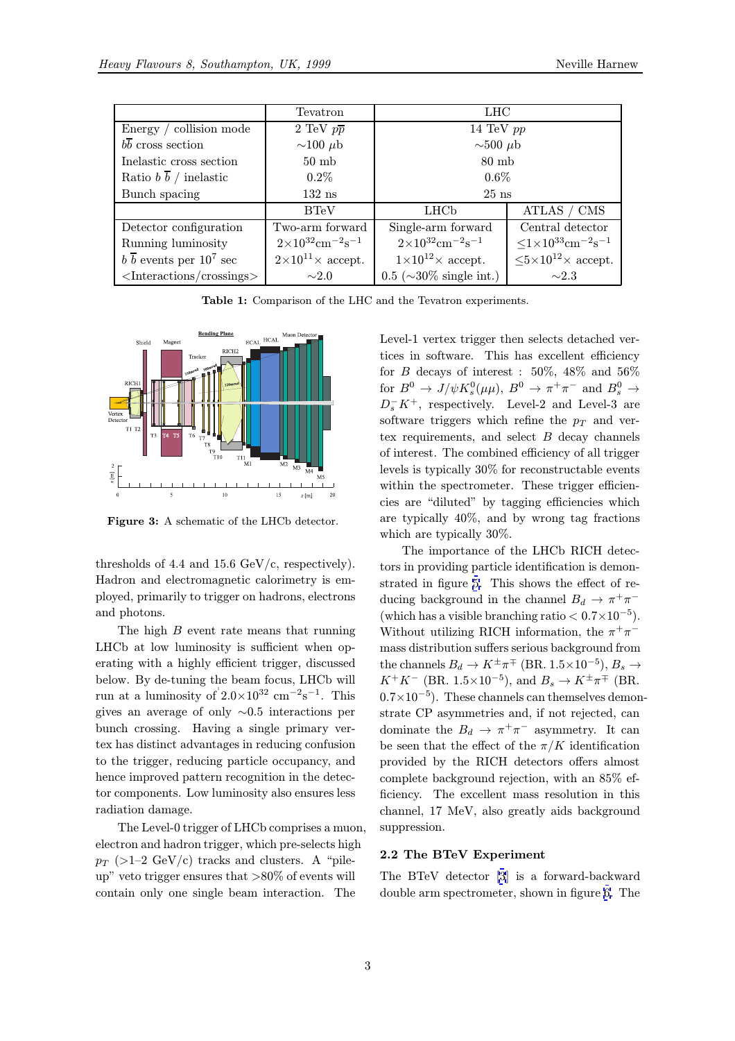| | Tevatron | LHC | |
|---|---|---|---|
| Energy / collision mode | 2 TeV $p\overline{p}$ | 14 TeV $pp$ | |
| $b\overline{b}$ cross section | $\sim$100 $\mu$b | $\sim$500 $\mu$b | |
| Inelastic cross section | 50 mb | 80 mb | |
| Ratio $b\,\overline{b}$ / inelastic | 0.2% | 0.6% | |
| Bunch spacing | 132 ns | 25 ns | |
| | BTeV | LHCb | ATLAS / CMS |
| Detector configuration | Two-arm forward | Single-arm forward | Central detector |
| Running luminosity | $2{\times}10^{32}$cm$^{-2}$s$^{-1}$ | $2{\times}10^{32}$cm$^{-2}$s$^{-1}$ | $\leq$1$\times$10$^{33}$cm$^{-2}$s$^{-1}$ |
| $b\,\overline{b}$ events per $10^7$ sec | $2{\times}10^{11}{\times}$ accept. | $1{\times}10^{12}{\times}$ accept. | $\leq5{\times}10^{12}{\times}$ accept. |
| <Interactions/crossings> | $\sim$2.0 | 0.5 ($\sim$30% single int.) | $\sim$2.3 |

**Table 1:** Comparison of the LHC and the Tevatron experiments.

Bending Plane
Shield Magnet ECAL HCAL Muon Detector
Tracker RICH2
RICH1
Vertex Detector
T1 T2 T3 T4 T5 T6 T7 T8 T9 T10 T11 M1 M2 M3 M4 M5
2
x [m]
0 5 10 15 z [m] 20

**Figure 3:** A schematic of the LHCb detector.

thresholds of 4.4 and 15.6 GeV/c, respectively). Hadron and electromagnetic calorimetry is employed, primarily to trigger on hadrons, electrons and photons.

The high $B$ event rate means that running LHCb at low luminosity is sufficient when operating with a highly efficient trigger, discussed below. By de-tuning the beam focus, LHCb will run at a luminosity of $2.0{\times}10^{32}$ cm$^{-2}$s$^{-1}$. This gives an average of only $\sim$0.5 interactions per bunch crossing. Having a single primary vertex has distinct advantages in reducing confusion to the trigger, reducing particle occupancy, and hence improved pattern recognition in the detector components. Low luminosity also ensures less radiation damage.

The Level-0 trigger of LHCb comprises a muon, electron and hadron trigger, which pre-selects high $p_T$ (>1–2 GeV/c) tracks and clusters. A "pile-up" veto trigger ensures that >80% of events will contain only one single beam interaction. The Level-1 vertex trigger then selects detached vertices in software. This has excellent efficiency for $B$ decays of interest : 50%, 48% and 56% for $B^0 \to J/\psi K^0_s(\mu\mu)$, $B^0 \to \pi^+\pi^-$ and $B^0_s \to D^-_s K^+$, respectively. Level-2 and Level-3 are software triggers which refine the $p_T$ and vertex requirements, and select $B$ decay channels of interest. The combined efficiency of all trigger levels is typically 30% for reconstructable events within the spectrometer. These trigger efficiencies are "diluted" by tagging efficiencies which are typically 40%, and by wrong tag fractions which are typically 30%.

The importance of the LHCb RICH detectors in providing particle identification is demonstrated in figure 5. This shows the effect of reducing background in the channel $B_d \to \pi^+\pi^-$ (which has a visible branching ratio $< 0.7{\times}10^{-5}$). Without utilizing RICH information, the $\pi^+\pi^-$ mass distribution suffers serious background from the channels $B_d \to K^\pm\pi^\mp$ (BR. $1.5{\times}10^{-5}$), $B_s \to K^+K^-$ (BR. $1.5{\times}10^{-5}$), and $B_s \to K^\pm\pi^\mp$ (BR. $0.7{\times}10^{-5}$). These channels can themselves demonstrate CP asymmetries and, if not rejected, can dominate the $B_d \to \pi^+\pi^-$ asymmetry. It can be seen that the effect of the $\pi/K$ identification provided by the RICH detectors offers almost complete background rejection, with an 85% efficiency. The excellent mass resolution in this channel, 17 MeV, also greatly aids background suppression.

### 2.2 The BTeV Experiment

The BTeV detector [3] is a forward-backward double arm spectrometer, shown in figure 6. The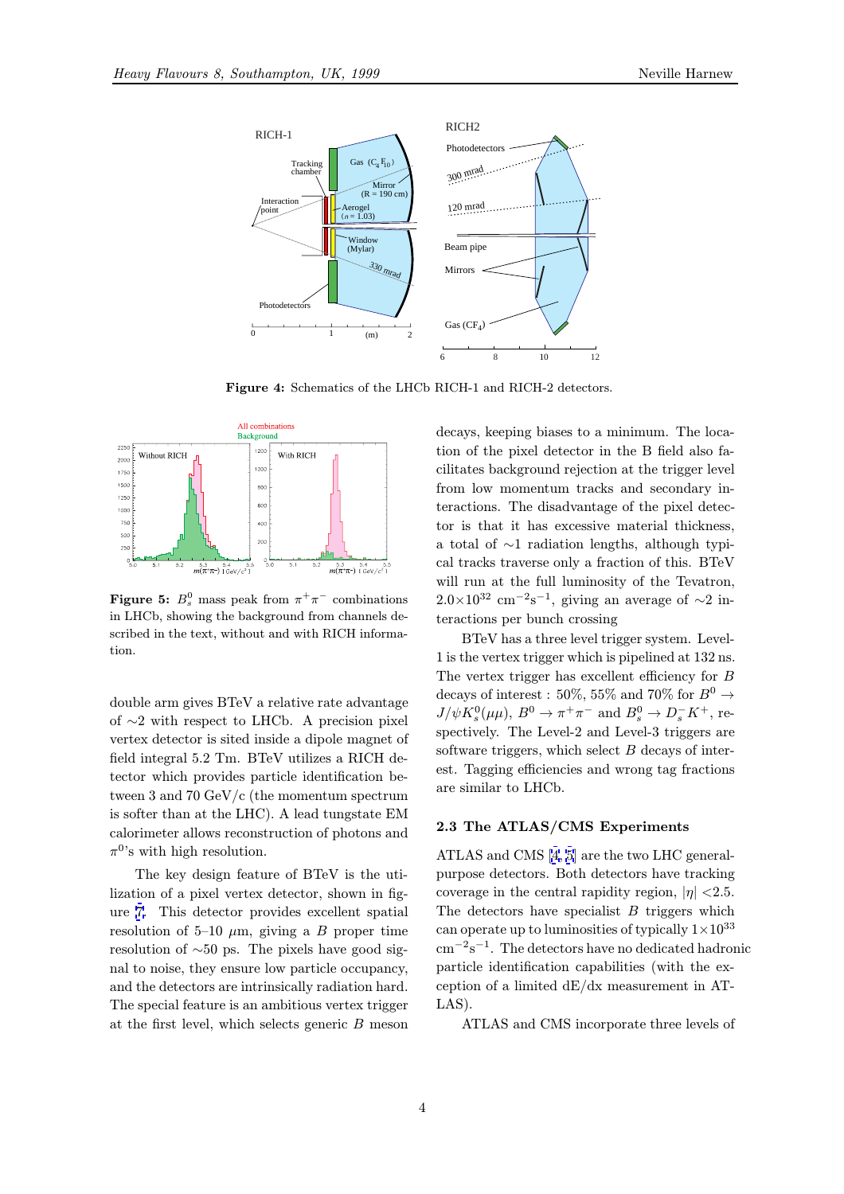RICH-1

Tracking chamber

Gas ($C_4F_{10}$)

Mirror (R = 190 cm)

Interaction point

Aerogel ($n$ = 1.03)

Window (Mylar)

330 mrad

Photodetectors

0 1 (m) 2

RICH2

Photodetectors

300 mrad

120 mrad

Beam pipe

Mirrors

Gas ($CF_4$)

6 8 10 12

**Figure 4:** Schematics of the LHCb RICH-1 and RICH-2 detectors.

All combinations

Background

Without RICH

With RICH

$m(\pi^+\pi^-)$ [ GeV/c$^2$ ]

**Figure 5:** $B_s^0$ mass peak from $\pi^+\pi^-$ combinations in LHCb, showing the background from channels described in the text, without and with RICH information.

double arm gives BTeV a relative rate advantage of ~2 with respect to LHCb. A precision pixel vertex detector is sited inside a dipole magnet of field integral 5.2 Tm. BTeV utilizes a RICH detector which provides particle identification between 3 and 70 GeV/c (the momentum spectrum is softer than at the LHC). A lead tungstate EM calorimeter allows reconstruction of photons and $\pi^0$'s with high resolution.

The key design feature of BTeV is the utilization of a pixel vertex detector, shown in figure 7. This detector provides excellent spatial resolution of 5–10 $\mu$m, giving a $B$ proper time resolution of ~50 ps. The pixels have good signal to noise, they ensure low particle occupancy, and the detectors are intrinsically radiation hard. The special feature is an ambitious vertex trigger at the first level, which selects generic $B$ meson decays, keeping biases to a minimum. The location of the pixel detector in the B field also facilitates background rejection at the trigger level from low momentum tracks and secondary interactions. The disadvantage of the pixel detector is that it has excessive material thickness, a total of ~1 radiation lengths, although typical tracks traverse only a fraction of this. BTeV will run at the full luminosity of the Tevatron, $2.0\times10^{32}$ cm$^{-2}$s$^{-1}$, giving an average of ~2 interactions per bunch crossing

BTeV has a three level trigger system. Level-1 is the vertex trigger which is pipelined at 132 ns. The vertex trigger has excellent efficiency for $B$ decays of interest : 50%, 55% and 70% for $B^0 \to J/\psi K_s^0(\mu\mu)$, $B^0 \to \pi^+\pi^-$ and $B_s^0 \to D_s^- K^+$, respectively. The Level-2 and Level-3 triggers are software triggers, which select $B$ decays of interest. Tagging efficiencies and wrong tag fractions are similar to LHCb.

### 2.3 The ATLAS/CMS Experiments

ATLAS and CMS [4, 5] are the two LHC general-purpose detectors. Both detectors have tracking coverage in the central rapidity region, $|\eta| < 2.5$. The detectors have specialist $B$ triggers which can operate up to luminosities of typically $1\times10^{33}$ cm$^{-2}$s$^{-1}$. The detectors have no dedicated hadronic particle identification capabilities (with the exception of a limited dE/dx measurement in ATLAS).

ATLAS and CMS incorporate three levels of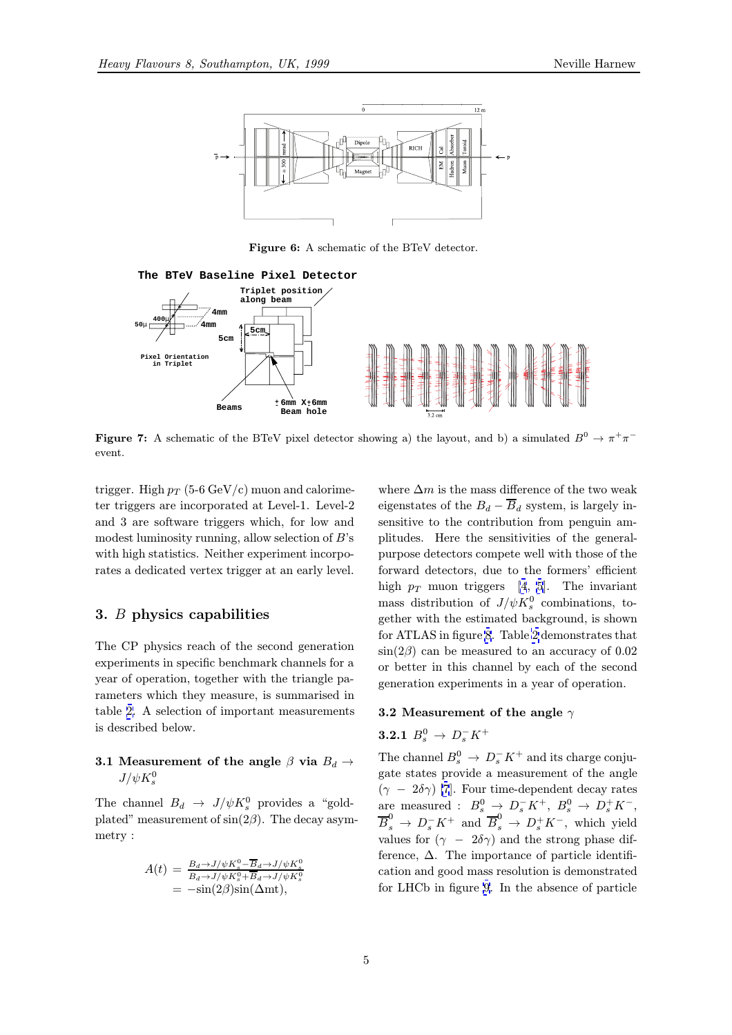0 12 m

p̄ → ← p

Dipole Magnet RICH EM Cal Hadron Absorber Muon Toroid ± 300 mrad

**Figure 6:** A schematic of the BTeV detector.

The BTeV Baseline Pixel Detector

Triplet position along beam

400μ 50μ 4mm 4mm 5cm 5cm

Pixel Orientation in Triplet

Beams ± 6mm X ± 6mm Beam hole

3.2 cm

**Figure 7:** A schematic of the BTeV pixel detector showing a) the layout, and b) a simulated $B^0 \to \pi^+\pi^-$ event.

trigger. High $p_T$ (5-6 GeV/c) muon and calorimeter triggers are incorporated at Level-1. Level-2 and 3 are software triggers which, for low and modest luminosity running, allow selection of $B$'s with high statistics. Neither experiment incorporates a dedicated vertex trigger at an early level.

## 3. $B$ physics capabilities

The CP physics reach of the second generation experiments in specific benchmark channels for a year of operation, together with the triangle parameters which they measure, is summarised in table 2. A selection of important measurements is described below.

### 3.1 Measurement of the angle $\beta$ via $B_d \to J/\psi K_s^0$

The channel $B_d \to J/\psi K_s^0$ provides a "gold-plated" measurement of $\sin(2\beta)$. The decay asymmetry :

$$
\begin{aligned}
A(t) &= \frac{B_d \to J/\psi K_s^0 - \overline{B}_d \to J/\psi K_s^0}{B_d \to J/\psi K_s^0 + \overline{B}_d \to J/\psi K_s^0} \\
&= -\sin(2\beta)\sin(\Delta \mathrm{m} t),
\end{aligned}
$$

where $\Delta m$ is the mass difference of the two weak eigenstates of the $B_d - \overline{B}_d$ system, is largely insensitive to the contribution from penguin amplitudes. Here the sensitivities of the general-purpose detectors compete well with those of the forward detectors, due to the formers' efficient high $p_T$ muon triggers [4, 5]. The invariant mass distribution of $J/\psi K_s^0$ combinations, together with the estimated background, is shown for ATLAS in figure 8. Table 2 demonstrates that $\sin(2\beta)$ can be measured to an accuracy of 0.02 or better in this channel by each of the second generation experiments in a year of operation.

### 3.2 Measurement of the angle $\gamma$

#### 3.2.1 $B_s^0 \to D_s^- K^+$

The channel $B_s^0 \to D_s^- K^+$ and its charge conjugate states provide a measurement of the angle $(\gamma - 2\delta\gamma)$ [7]. Four time-dependent decay rates are measured : $B_s^0 \to D_s^- K^+$, $B_s^0 \to D_s^+ K^-$, $\overline{B}_s^0 \to D_s^- K^+$ and $\overline{B}_s^0 \to D_s^+ K^-$, which yield values for $(\gamma - 2\delta\gamma)$ and the strong phase difference, $\Delta$. The importance of particle identification and good mass resolution is demonstrated for LHCb in figure 9. In the absence of particle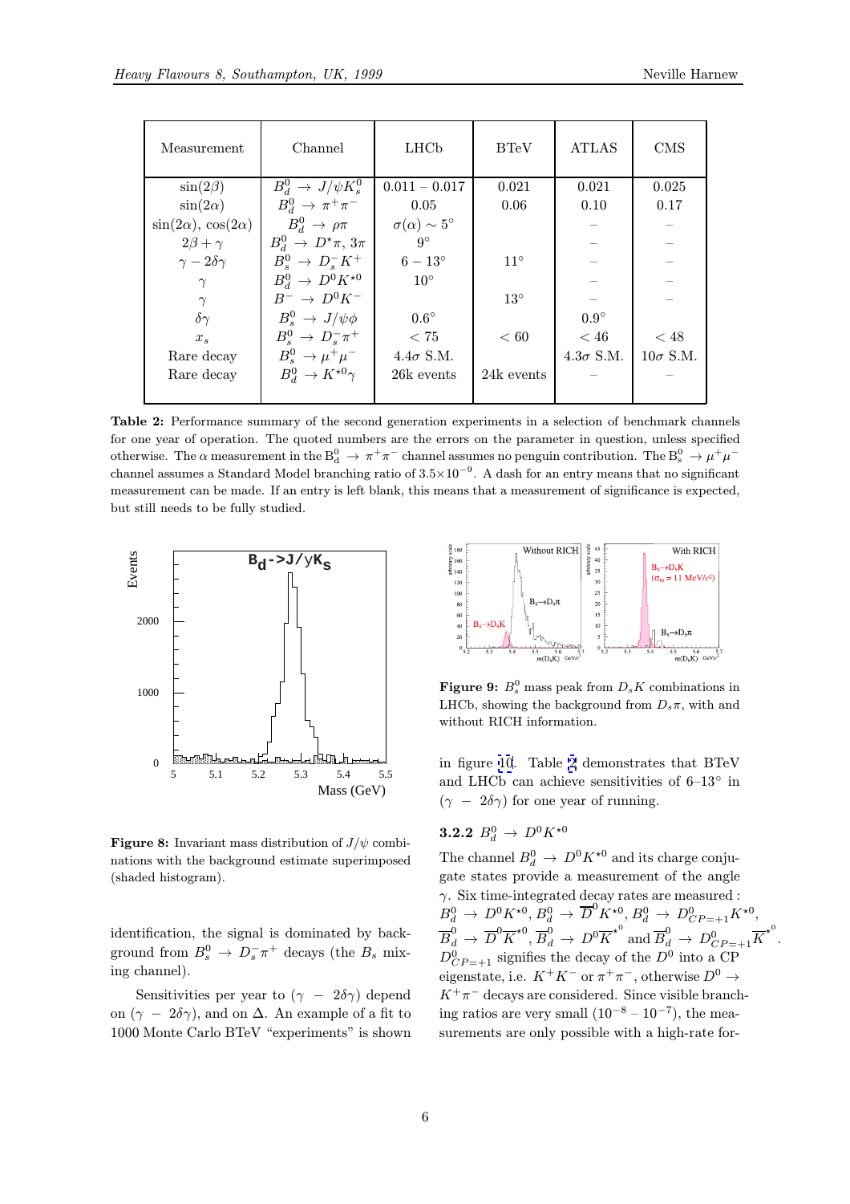| Measurement | Channel | LHCb | BTeV | ATLAS | CMS |
|---|---|---|---|---|---|
| $\sin(2\beta)$ | $B_d^0 \to J/\psi K_s^0$ | 0.011 – 0.017 | 0.021 | 0.021 | 0.025 |
| $\sin(2\alpha)$ | $B_d^0 \to \pi^+\pi^-$ | 0.05 | 0.06 | 0.10 | 0.17 |
| $\sin(2\alpha)$, $\cos(2\alpha)$ | $B_d^0 \to \rho\pi$ | $\sigma(\alpha) \sim 5^\circ$ | | – | – |
| $2\beta + \gamma$ | $B_d^0 \to D^\star\pi$, $3\pi$ | $9^\circ$ | | – | – |
| $\gamma - 2\delta\gamma$ | $B_s^0 \to D_s^- K^+$ | $6 - 13^\circ$ | $11^\circ$ | – | – |
| $\gamma$ | $B_d^0 \to D^0 K^{\star 0}$ | $10^\circ$ | | – | – |
| $\gamma$ | $B^- \to D^0 K^-$ | | $13^\circ$ | – | – |
| $\delta\gamma$ | $B_s^0 \to J/\psi\phi$ | $0.6^\circ$ | | $0.9^\circ$ | |
| $x_s$ | $B_s^0 \to D_s^-\pi^+$ | $< 75$ | $< 60$ | $< 46$ | $< 48$ |
| Rare decay | $B_s^0 \to \mu^+\mu^-$ | $4.4\sigma$ S.M. | | $4.3\sigma$ S.M. | $10\sigma$ S.M. |
| Rare decay | $B_d^0 \to K^{\star 0}\gamma$ | 26k events | 24k events | – | – |

**Table 2:** Performance summary of the second generation experiments in a selection of benchmark channels for one year of operation. The quoted numbers are the errors on the parameter in question, unless specified otherwise. The $\alpha$ measurement in the $B_d^0 \to \pi^+\pi^-$ channel assumes no penguin contribution. The $B_s^0 \to \mu^+\mu^-$ channel assumes a Standard Model branching ratio of $3.5\times10^{-9}$. A dash for an entry means that no significant measurement can be made. If an entry is left blank, this means that a measurement of significance is expected, but still needs to be fully studied.

**Figure 8:** Invariant mass distribution of $J/\psi$ combinations with the background estimate superimposed (shaded histogram).

identification, the signal is dominated by background from $B_s^0 \to D_s^-\pi^+$ decays (the $B_s$ mixing channel).

Sensitivities per year to $(\gamma - 2\delta\gamma)$ depend on $(\gamma - 2\delta\gamma)$, and on $\Delta$. An example of a fit to 1000 Monte Carlo BTeV "experiments" is shown in figure 10. Table 2 demonstrates that BTeV and LHCb can achieve sensitivities of 6–13° in $(\gamma - 2\delta\gamma)$ for one year of running.

**Figure 9:** $B_s^0$ mass peak from $D_s K$ combinations in LHCb, showing the background from $D_s\pi$, with and without RICH information.

### 3.2.2 $B_d^0 \to D^0 K^{\star 0}$

The channel $B_d^0 \to D^0 K^{\star 0}$ and its charge conjugate states provide a measurement of the angle $\gamma$. Six time-integrated decay rates are measured : $B_d^0 \to D^0 K^{\star 0}$, $B_d^0 \to \overline{D}^0 K^{\star 0}$, $B_d^0 \to D^0_{CP=+1} K^{\star 0}$, $\overline{B}_d^0 \to \overline{D}^0 \overline{K}^{\star 0}$, $\overline{B}_d^0 \to D^0 \overline{K}^{\star 0}$ and $\overline{B}_d^0 \to D^0_{CP=+1} \overline{K}^{\star 0}$. $D^0_{CP=+1}$ signifies the decay of the $D^0$ into a CP eigenstate, i.e. $K^+K^-$ or $\pi^+\pi^-$, otherwise $D^0 \to K^+\pi^-$ decays are considered. Since visible branching ratios are very small ($10^{-8}$ – $10^{-7}$), the measurements are only possible with a high-rate for-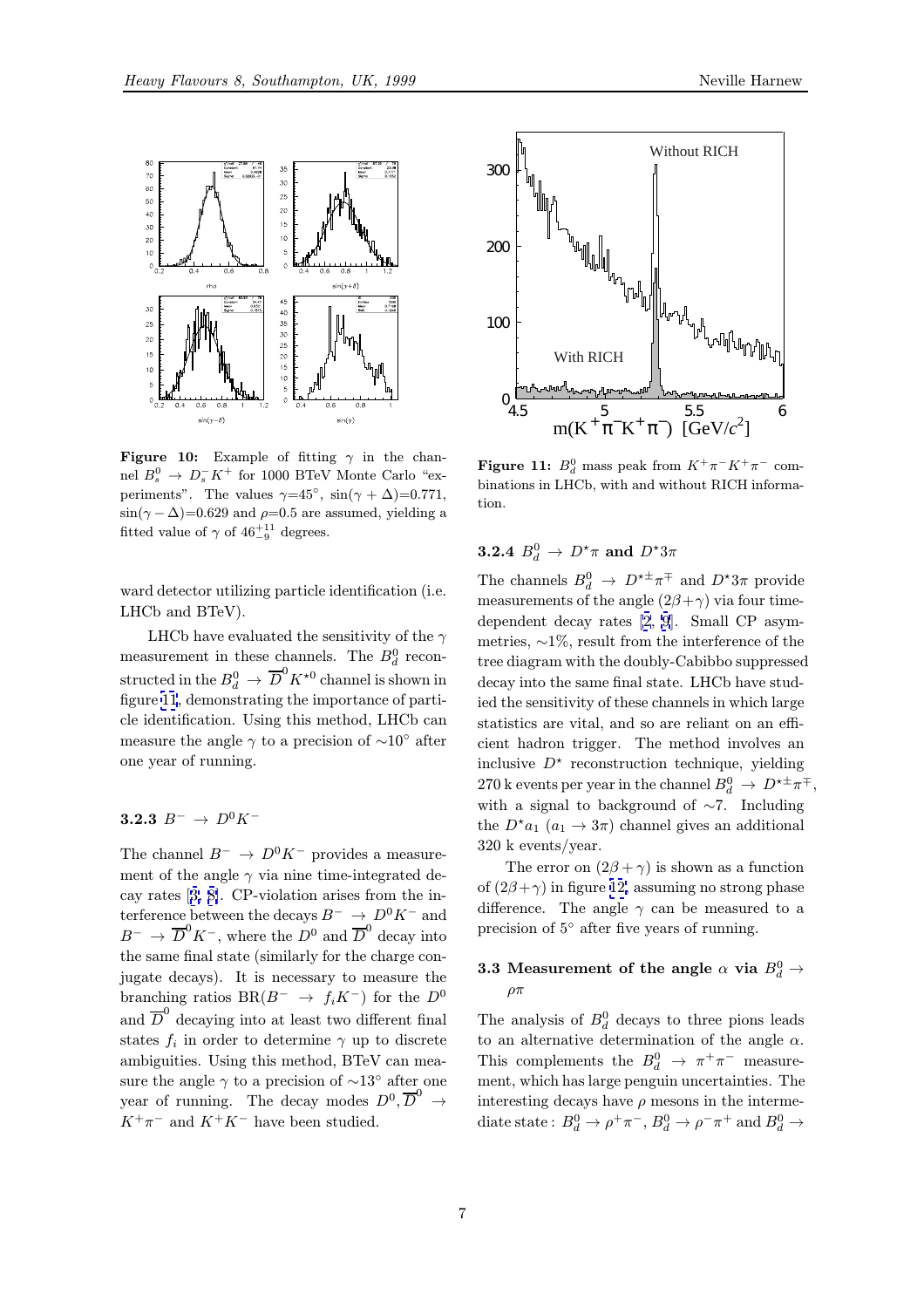rho

$\sin(\gamma+\delta)$

$\sin(\gamma-\delta)$

$\sin(\gamma)$

**Figure 10:** Example of fitting $\gamma$ in the channel $B_s^0 \to D_s^- K^+$ for 1000 BTeV Monte Carlo "experiments". The values $\gamma$=45°, $\sin(\gamma+\Delta)$=0.771, $\sin(\gamma-\Delta)$=0.629 and $\rho$=0.5 are assumed, yielding a fitted value of $\gamma$ of $46^{+11}_{-9}$ degrees.

Without RICH

With RICH

$m(K^+\pi^-K^+\pi^-)$ [GeV/$c^2$]

**Figure 11:** $B_d^0$ mass peak from $K^+\pi^-K^+\pi^-$ combinations in LHCb, with and without RICH information.

ward detector utilizing particle identification (i.e. LHCb and BTeV).

LHCb have evaluated the sensitivity of the $\gamma$ measurement in these channels. The $B_d^0$ reconstructed in the $B_d^0 \to \overline{D}^0 K^{\star 0}$ channel is shown in figure 11, demonstrating the importance of particle identification. Using this method, LHCb can measure the angle $\gamma$ to a precision of $\sim$10° after one year of running.

### 3.2.3 $B^- \to D^0 K^-$

The channel $B^- \to D^0 K^-$ provides a measurement of the angle $\gamma$ via nine time-integrated decay rates [3, 8]. CP-violation arises from the interference between the decays $B^- \to D^0 K^-$ and $B^- \to \overline{D}^0 K^-$, where the $D^0$ and $\overline{D}^0$ decay into the same final state (similarly for the charge conjugate decays). It is necessary to measure the branching ratios $\mathrm{BR}(B^- \to f_i K^-)$ for the $D^0$ and $\overline{D}^0$ decaying into at least two different final states $f_i$ in order to determine $\gamma$ up to discrete ambiguities. Using this method, BTeV can measure the angle $\gamma$ to a precision of $\sim$13° after one year of running. The decay modes $D^0, \overline{D}^0 \to K^+\pi^-$ and $K^+K^-$ have been studied.

### 3.2.4 $B_d^0 \to D^\star\pi$ and $D^\star 3\pi$

The channels $B_d^0 \to D^{\star\pm}\pi^\mp$ and $D^\star 3\pi$ provide measurements of the angle $(2\beta+\gamma)$ via four time-dependent decay rates [2, 9]. Small CP asymmetries, $\sim$1%, result from the interference of the tree diagram with the doubly-Cabibbo suppressed decay into the same final state. LHCb have studied the sensitivity of these channels in which large statistics are vital, and so are reliant on an efficient hadron trigger. The method involves an inclusive $D^\star$ reconstruction technique, yielding 270 k events per year in the channel $B_d^0 \to D^{\star\pm}\pi^\mp$, with a signal to background of $\sim$7. Including the $D^\star a_1$ ($a_1 \to 3\pi$) channel gives an additional 320 k events/year.

The error on $(2\beta+\gamma)$ is shown as a function of $(2\beta+\gamma)$ in figure 12, assuming no strong phase difference. The angle $\gamma$ can be measured to a precision of 5° after five years of running.

## 3.3 Measurement of the angle $\alpha$ via $B_d^0 \to \rho\pi$

The analysis of $B_d^0$ decays to three pions leads to an alternative determination of the angle $\alpha$. This complements the $B_d^0 \to \pi^+\pi^-$ measurement, which has large penguin uncertainties. The interesting decays have $\rho$ mesons in the intermediate state : $B_d^0 \to \rho^+\pi^-$, $B_d^0 \to \rho^-\pi^+$ and $B_d^0 \to$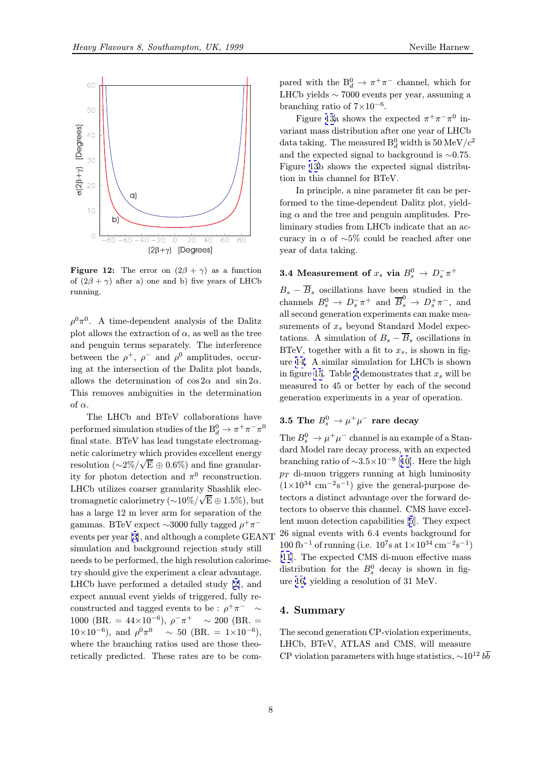60
50
40
30
20
10
0
$\sigma(2\beta+\gamma)$ [Degrees]
a)
b)
−80 −60 −40 −20 0 20 40 60 80
$(2\beta+\gamma)$ [Degrees]

**Figure 12:** The error on $(2\beta + \gamma)$ as a function of $(2\beta + \gamma)$ after a) one and b) five years of LHCb running.

$\rho^0\pi^0$. A time-dependent analysis of the Dalitz plot allows the extraction of $\alpha$, as well as the tree and penguin terms separately. The interference between the $\rho^+$, $\rho^-$ and $\rho^0$ amplitudes, occurring at the intersection of the Dalitz plot bands, allows the determination of $\cos 2\alpha$ and $\sin 2\alpha$. This removes ambiguities in the determination of $\alpha$.

The LHCb and BTeV collaborations have performed simulation studies of the $B^0_d \to \pi^+\pi^-\pi^0$ final state. BTeV has lead tungstate electromagnetic calorimetry which provides excellent energy resolution ($\sim 2\%/\sqrt{E} \oplus 0.6\%$) and fine granularity for photon detection and $\pi^0$ reconstruction. LHCb utilizes coarser granularity Shashlik electromagnetic calorimetry ($\sim 10\%/\sqrt{E} \oplus 1.5\%$), but has a large 12 m lever arm for separation of the gammas. BTeV expect $\sim$3000 fully tagged $\rho^+\pi^-$ events per year [3], and although a complete GEANT simulation and background rejection study still needs to be performed, the high resolution calorimetry should give the experiment a clear advantage. LHCb have performed a detailed study [2], and expect annual event yields of triggered, fully reconstructed and tagged events to be : $\rho^+\pi^- \sim 1000$ (BR. $= 44\times10^{-6}$), $\rho^-\pi^+ \sim 200$ (BR. $= 10\times10^{-6}$), and $\rho^0\pi^0 \sim 50$ (BR. $= 1\times10^{-6}$), where the branching ratios used are those theoretically predicted. These rates are to be compared with the $B^0_d \to \pi^+\pi^-$ channel, which for LHCb yields $\sim$ 7000 events per year, assuming a branching ratio of $7\times10^{-6}$.

Figure 13a shows the expected $\pi^+\pi^-\pi^0$ invariant mass distribution after one year of LHCb data taking. The measured $B^0_d$ width is 50 MeV/$c^2$ and the expected signal to background is $\sim$0.75. Figure 13b shows the expected signal distribution in this channel for BTeV.

In principle, a nine parameter fit can be performed to the time-dependent Dalitz plot, yielding $\alpha$ and the tree and penguin amplitudes. Preliminary studies from LHCb indicate that an accuracy in $\alpha$ of $\sim$5% could be reached after one year of data taking.

### 3.4 Measurement of $x_s$ via $B^0_s \to D^-_s\pi^+$

$B_s - \overline{B}_s$ oscillations have been studied in the channels $B^0_s \to D^-_s\pi^+$ and $\overline{B}^0_s \to D^+_s\pi^-$, and all second generation experiments can make measurements of $x_s$ beyond Standard Model expectations. A simulation of $B_s - \overline{B}_s$ oscillations in BTeV, together with a fit to $x_s$, is shown in figure 14. A similar simulation for LHCb is shown in figure 15. Table 2 demonstrates that $x_s$ will be measured to 45 or better by each of the second generation experiments in a year of operation.

### 3.5 The $B^0_s \to \mu^+\mu^-$ rare decay

The $B^0_s \to \mu^+\mu^-$ channel is an example of a Standard Model rare decay process, with an expected branching ratio of $\sim 3.5\times10^{-9}$ [10]. Here the high $p_T$ di-muon triggers running at high luminosity ($1\times10^{34}$ cm$^{-2}$s$^{-1}$) give the general-purpose detectors a distinct advantage over the forward detectors to observe this channel. CMS have excellent muon detection capabilities [5]. They expect 26 signal events with 6.4 events background for 100 fb$^{-1}$ of running (i.e. $10^7$s at $1\times10^{34}$ cm$^{-2}$s$^{-1}$) [11]. The expected CMS di-muon effective mass distribution for the $B^0_s$ decay is shown in figure 16, yielding a resolution of 31 MeV.

## 4. Summary

The second generation CP-violation experiments, LHCb, BTeV, ATLAS and CMS, will measure CP violation parameters with huge statistics, $\sim 10^{12}$ $b\bar{b}$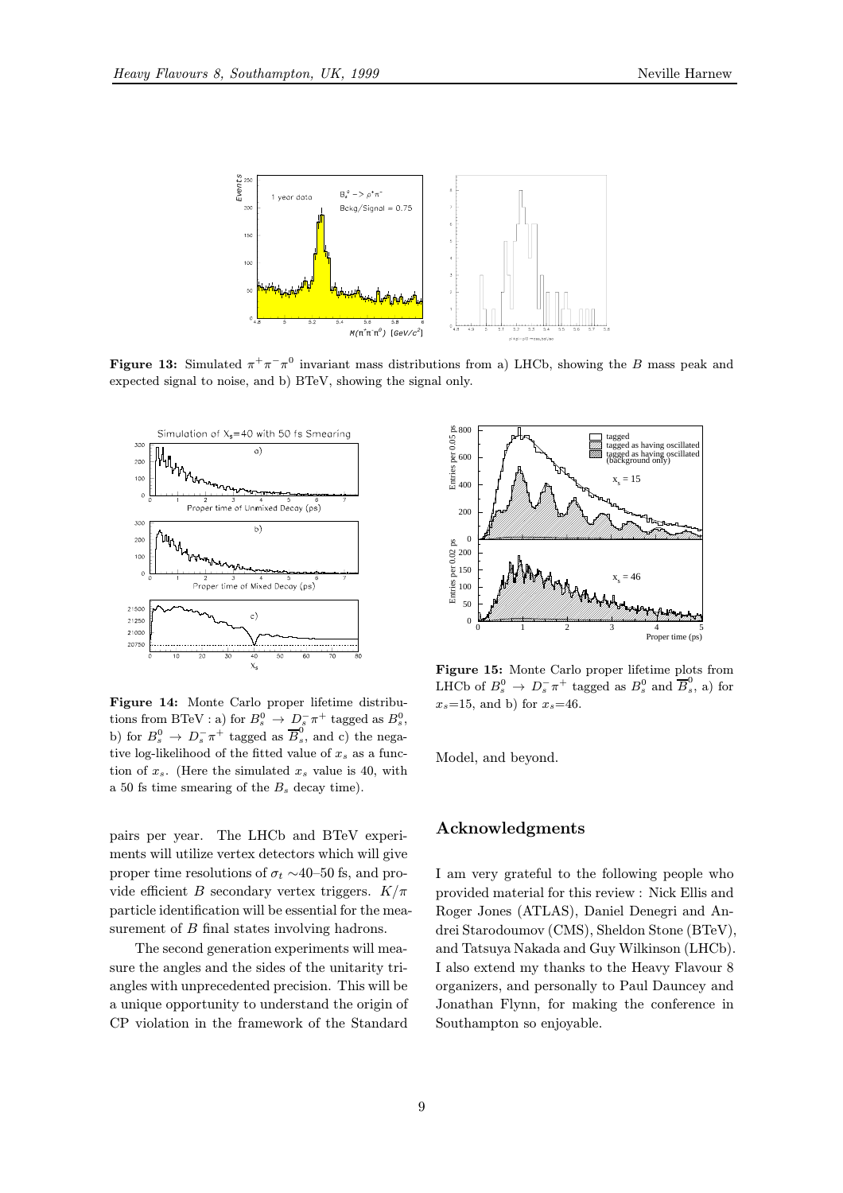Events

1 year data

$B_s^0 \to \rho^+\pi^-$

Bckg/Signal = 0.75

$M(\pi^+\pi^-\pi^0)$ [GeV/c²]

**Figure 13:** Simulated $\pi^+\pi^-\pi^0$ invariant mass distributions from a) LHCb, showing the $B$ mass peak and expected signal to noise, and b) BTeV, showing the signal only.

Simulation of $X_s$=40 with 50 fs Smearing

a) Proper time of Unmixed Decay (ps)

b) Proper time of Mixed Decay (ps)

c) $X_s$

**Figure 14:** Monte Carlo proper lifetime distributions from BTeV : a) for $B_s^0 \to D_s^-\pi^+$ tagged as $B_s^0$, b) for $B_s^0 \to D_s^-\pi^+$ tagged as $\overline{B}_s^0$, and c) the negative log-likelihood of the fitted value of $x_s$ as a function of $x_s$. (Here the simulated $x_s$ value is 40, with a 50 fs time smearing of the $B_s$ decay time).

Entries per 0.05 ps

tagged

tagged as having oscillated

tagged as having oscillated (background only)

$x_s$ = 15

Entries per 0.02 ps

$x_s$ = 46

Proper time (ps)

**Figure 15:** Monte Carlo proper lifetime plots from LHCb of $B_s^0 \to D_s^-\pi^+$ tagged as $B_s^0$ and $\overline{B}_s^0$, a) for $x_s$=15, and b) for $x_s$=46.

pairs per year. The LHCb and BTeV experiments will utilize vertex detectors which will give proper time resolutions of $\sigma_t \sim$40–50 fs, and provide efficient $B$ secondary vertex triggers. $K/\pi$ particle identification will be essential for the measurement of $B$ final states involving hadrons.

The second generation experiments will measure the angles and the sides of the unitarity triangles with unprecedented precision. This will be a unique opportunity to understand the origin of CP violation in the framework of the Standard Model, and beyond.

## Acknowledgments

I am very grateful to the following people who provided material for this review : Nick Ellis and Roger Jones (ATLAS), Daniel Denegri and Andrei Starodoumov (CMS), Sheldon Stone (BTeV), and Tatsuya Nakada and Guy Wilkinson (LHCb). I also extend my thanks to the Heavy Flavour 8 organizers, and personally to Paul Dauncey and Jonathan Flynn, for making the conference in Southampton so enjoyable.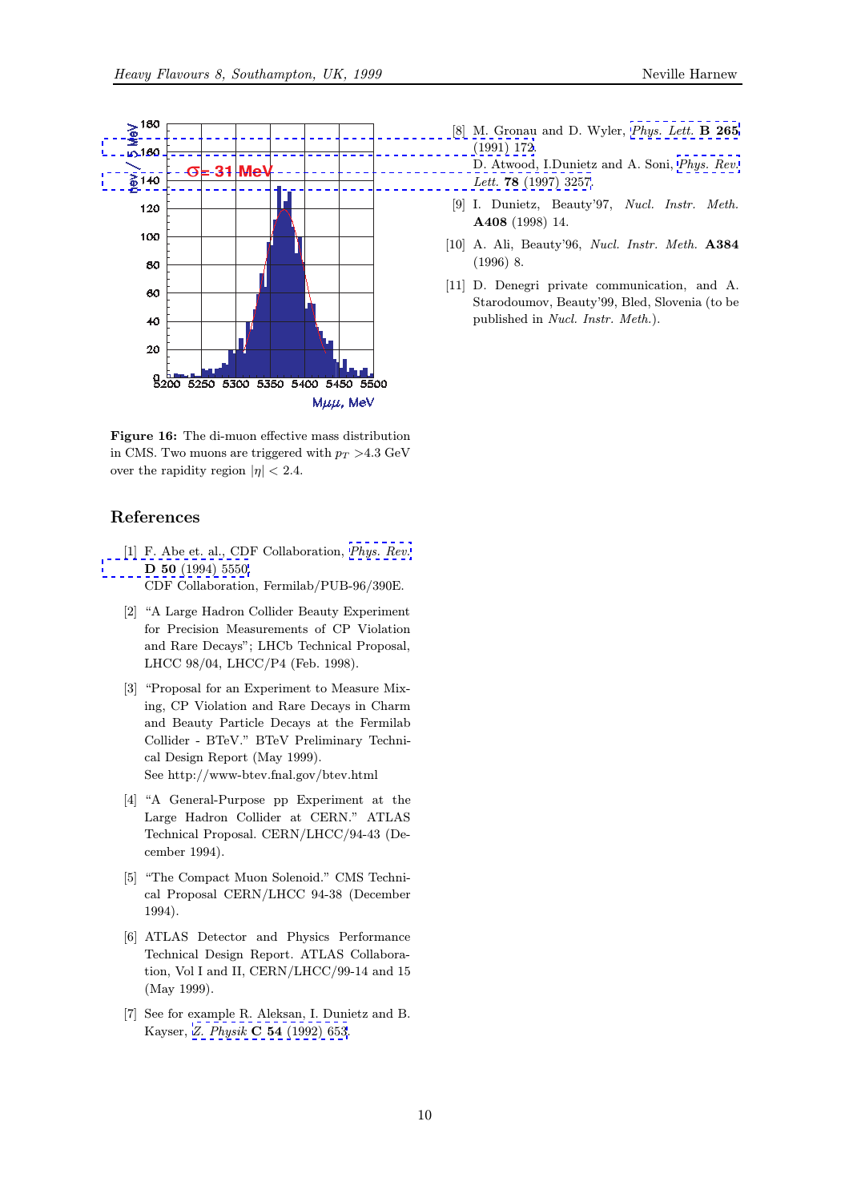σ = 31 MeV

Nev / 5 MeV

180
160
140
120
100
80
60
40
20
0

5200 5250 5300 5350 5400 5450 5500

Mμμ, MeV

**Figure 16:** The di-muon effective mass distribution in CMS. Two muons are triggered with $p_T$ >4.3 GeV over the rapidity region $|\eta| < 2.4$.

## References

[1] F. Abe et. al., CDF Collaboration, *Phys. Rev.* **D 50** (1994) 5550.
CDF Collaboration, Fermilab/PUB-96/390E.

[2] "A Large Hadron Collider Beauty Experiment for Precision Measurements of CP Violation and Rare Decays"; LHCb Technical Proposal, LHCC 98/04, LHCC/P4 (Feb. 1998).

[3] "Proposal for an Experiment to Measure Mixing, CP Violation and Rare Decays in Charm and Beauty Particle Decays at the Fermilab Collider - BTeV." BTeV Preliminary Technical Design Report (May 1999).
See http://www-btev.fnal.gov/btev.html

[4] "A General-Purpose pp Experiment at the Large Hadron Collider at CERN." ATLAS Technical Proposal. CERN/LHCC/94-43 (December 1994).

[5] "The Compact Muon Solenoid." CMS Technical Proposal CERN/LHCC 94-38 (December 1994).

[6] ATLAS Detector and Physics Performance Technical Design Report. ATLAS Collaboration, Vol I and II, CERN/LHCC/99-14 and 15 (May 1999).

[7] See for example R. Aleksan, I. Dunietz and B. Kayser, *Z. Physik* **C 54** (1992) 653.

[8] M. Gronau and D. Wyler, *Phys. Lett.* **B 265** (1991) 172.
D. Atwood, I.Dunietz and A. Soni, *Phys. Rev. Lett.* **78** (1997) 3257.

[9] I. Dunietz, Beauty'97, *Nucl. Instr. Meth.* **A408** (1998) 14.

[10] A. Ali, Beauty'96, *Nucl. Instr. Meth.* **A384** (1996) 8.

[11] D. Denegri private communication, and A. Starodoumov, Beauty'99, Bled, Slovenia (to be published in *Nucl. Instr. Meth.*).